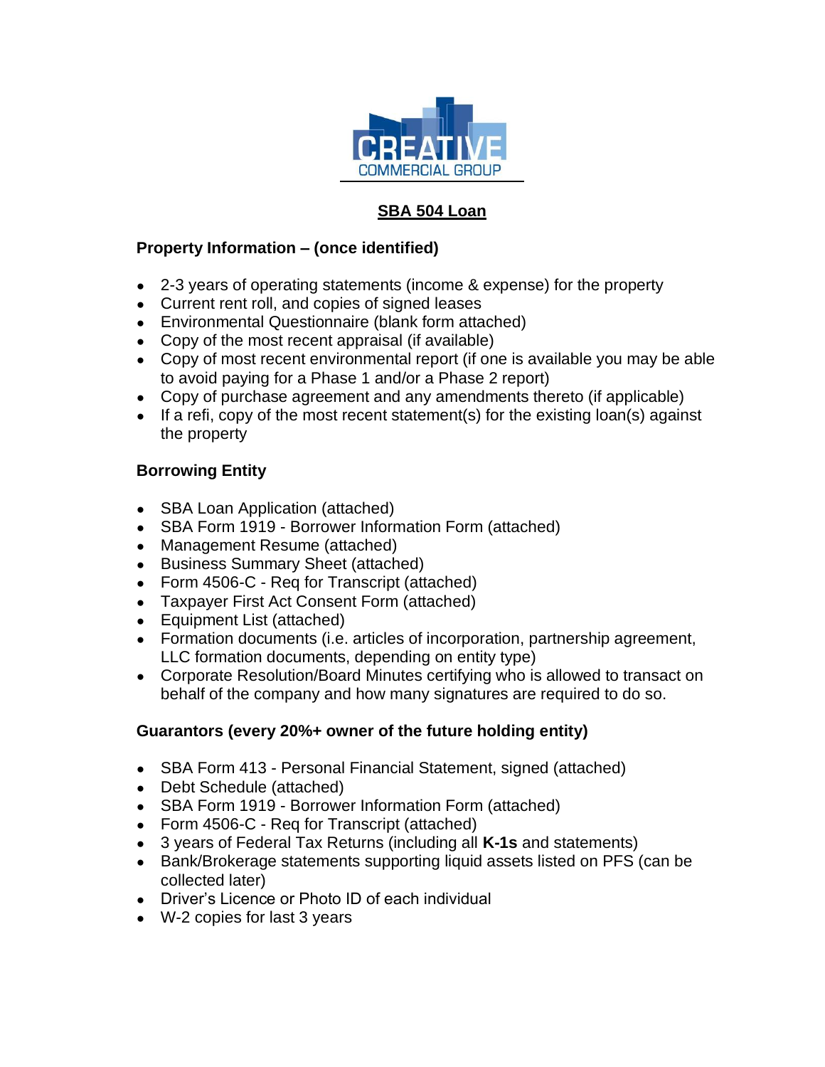CREATIVE
COMMERCIAL GROUP

# SBA 504 Loan

## Property Information – (once identified)

- 2-3 years of operating statements (income & expense) for the property
- Current rent roll, and copies of signed leases
- Environmental Questionnaire (blank form attached)
- Copy of the most recent appraisal (if available)
- Copy of most recent environmental report (if one is available you may be able to avoid paying for a Phase 1 and/or a Phase 2 report)
- Copy of purchase agreement and any amendments thereto (if applicable)
- If a refi, copy of the most recent statement(s) for the existing loan(s) against the property

## Borrowing Entity

- SBA Loan Application (attached)
- SBA Form 1919 - Borrower Information Form (attached)
- Management Resume (attached)
- Business Summary Sheet (attached)
- Form 4506-C - Req for Transcript (attached)
- Taxpayer First Act Consent Form (attached)
- Equipment List (attached)
- Formation documents (i.e. articles of incorporation, partnership agreement, LLC formation documents, depending on entity type)
- Corporate Resolution/Board Minutes certifying who is allowed to transact on behalf of the company and how many signatures are required to do so.

## Guarantors (every 20%+ owner of the future holding entity)

- SBA Form 413 - Personal Financial Statement, signed (attached)
- Debt Schedule (attached)
- SBA Form 1919 - Borrower Information Form (attached)
- Form 4506-C - Req for Transcript (attached)
- 3 years of Federal Tax Returns (including all **K-1s** and statements)
- Bank/Brokerage statements supporting liquid assets listed on PFS (can be collected later)
- Driver's Licence or Photo ID of each individual
- W-2 copies for last 3 years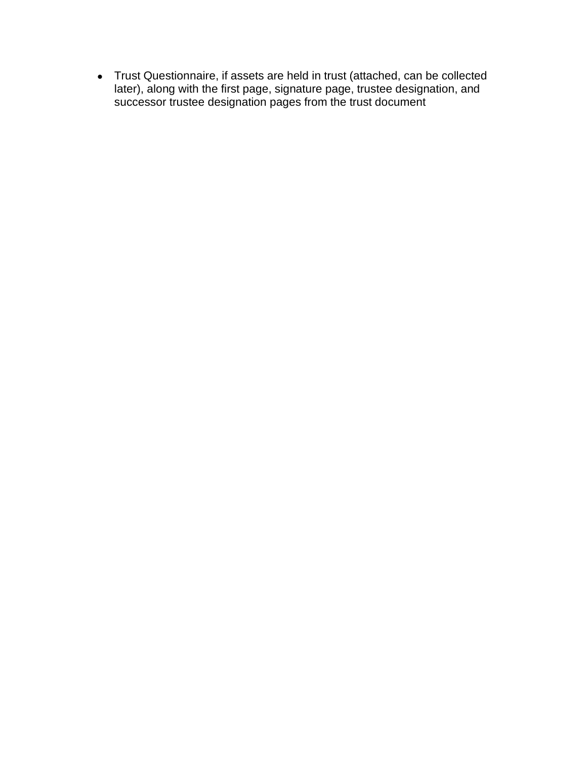- Trust Questionnaire, if assets are held in trust (attached, can be collected later), along with the first page, signature page, trustee designation, and successor trustee designation pages from the trust document